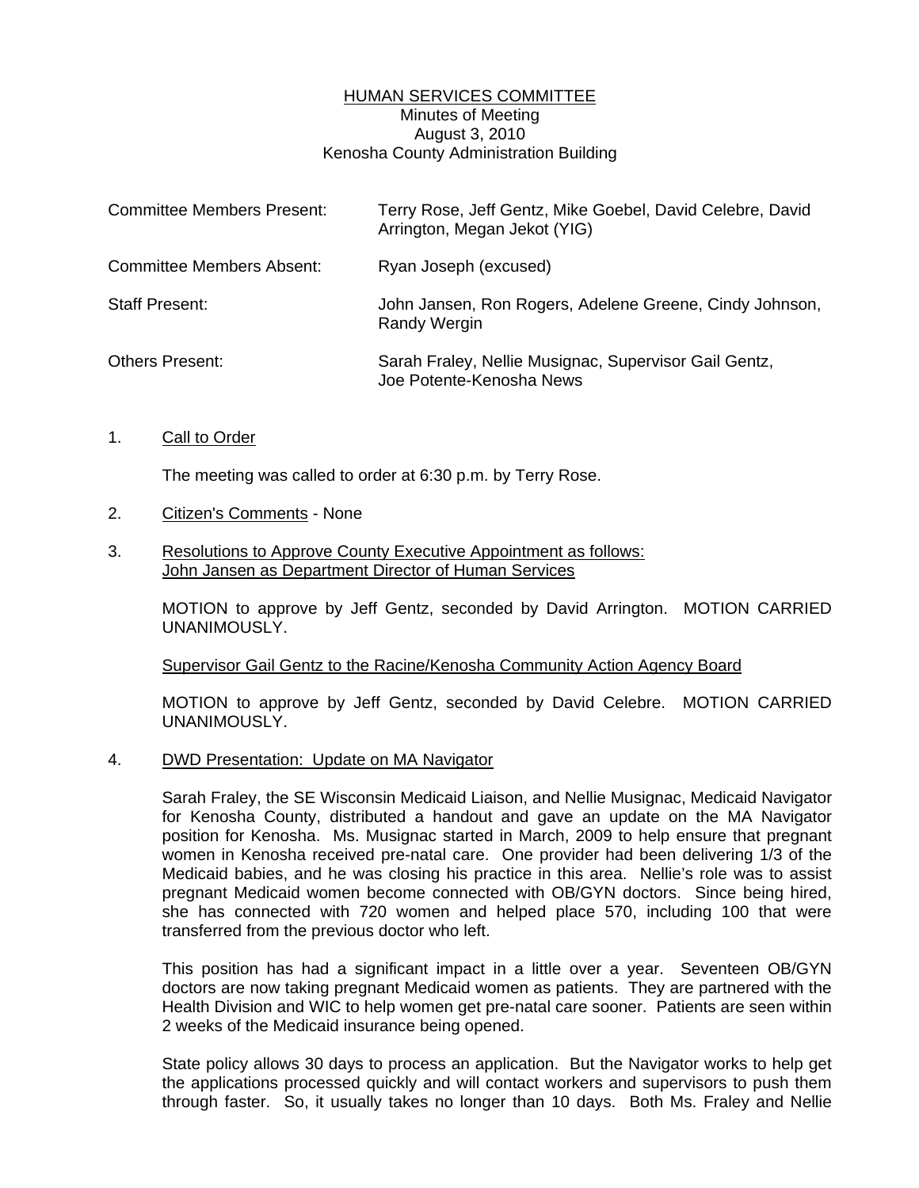# HUMAN SERVICES COMMITTEE

Minutes of Meeting
August 3, 2010
Kenosha County Administration Building

| | |
|---|---|
| Committee Members Present: | Terry Rose, Jeff Gentz, Mike Goebel, David Celebre, David Arrington, Megan Jekot (YIG) |
| Committee Members Absent: | Ryan Joseph (excused) |
| Staff Present: | John Jansen, Ron Rogers, Adelene Greene, Cindy Johnson, Randy Wergin |
| Others Present: | Sarah Fraley, Nellie Musignac, Supervisor Gail Gentz, Joe Potente-Kenosha News |

1. Call to Order

   The meeting was called to order at 6:30 p.m. by Terry Rose.

2. Citizen's Comments - None

3. Resolutions to Approve County Executive Appointment as follows:
   John Jansen as Department Director of Human Services

   MOTION to approve by Jeff Gentz, seconded by David Arrington. MOTION CARRIED UNANIMOUSLY.

   Supervisor Gail Gentz to the Racine/Kenosha Community Action Agency Board

   MOTION to approve by Jeff Gentz, seconded by David Celebre. MOTION CARRIED UNANIMOUSLY.

4. DWD Presentation: Update on MA Navigator

   Sarah Fraley, the SE Wisconsin Medicaid Liaison, and Nellie Musignac, Medicaid Navigator for Kenosha County, distributed a handout and gave an update on the MA Navigator position for Kenosha. Ms. Musignac started in March, 2009 to help ensure that pregnant women in Kenosha received pre-natal care. One provider had been delivering 1/3 of the Medicaid babies, and he was closing his practice in this area. Nellie's role was to assist pregnant Medicaid women become connected with OB/GYN doctors. Since being hired, she has connected with 720 women and helped place 570, including 100 that were transferred from the previous doctor who left.

   This position has had a significant impact in a little over a year. Seventeen OB/GYN doctors are now taking pregnant Medicaid women as patients. They are partnered with the Health Division and WIC to help women get pre-natal care sooner. Patients are seen within 2 weeks of the Medicaid insurance being opened.

   State policy allows 30 days to process an application. But the Navigator works to help get the applications processed quickly and will contact workers and supervisors to push them through faster. So, it usually takes no longer than 10 days. Both Ms. Fraley and Nellie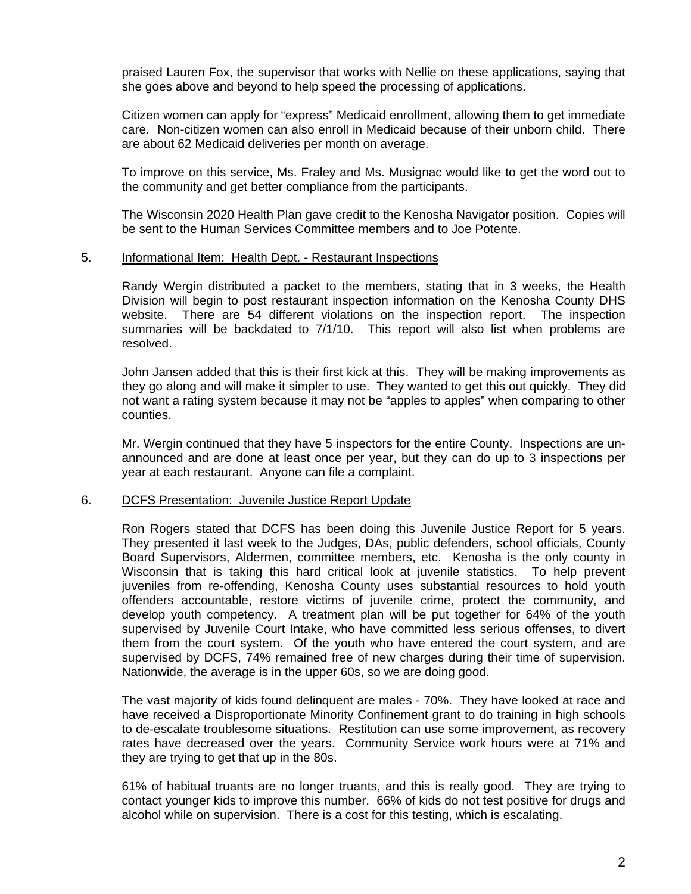praised Lauren Fox, the supervisor that works with Nellie on these applications, saying that she goes above and beyond to help speed the processing of applications.

Citizen women can apply for "express" Medicaid enrollment, allowing them to get immediate care. Non-citizen women can also enroll in Medicaid because of their unborn child. There are about 62 Medicaid deliveries per month on average.

To improve on this service, Ms. Fraley and Ms. Musignac would like to get the word out to the community and get better compliance from the participants.

The Wisconsin 2020 Health Plan gave credit to the Kenosha Navigator position. Copies will be sent to the Human Services Committee members and to Joe Potente.

5. Informational Item: Health Dept. - Restaurant Inspections

Randy Wergin distributed a packet to the members, stating that in 3 weeks, the Health Division will begin to post restaurant inspection information on the Kenosha County DHS website. There are 54 different violations on the inspection report. The inspection summaries will be backdated to 7/1/10. This report will also list when problems are resolved.

John Jansen added that this is their first kick at this. They will be making improvements as they go along and will make it simpler to use. They wanted to get this out quickly. They did not want a rating system because it may not be "apples to apples" when comparing to other counties.

Mr. Wergin continued that they have 5 inspectors for the entire County. Inspections are unannounced and are done at least once per year, but they can do up to 3 inspections per year at each restaurant. Anyone can file a complaint.

6. DCFS Presentation: Juvenile Justice Report Update

Ron Rogers stated that DCFS has been doing this Juvenile Justice Report for 5 years. They presented it last week to the Judges, DAs, public defenders, school officials, County Board Supervisors, Aldermen, committee members, etc. Kenosha is the only county in Wisconsin that is taking this hard critical look at juvenile statistics. To help prevent juveniles from re-offending, Kenosha County uses substantial resources to hold youth offenders accountable, restore victims of juvenile crime, protect the community, and develop youth competency. A treatment plan will be put together for 64% of the youth supervised by Juvenile Court Intake, who have committed less serious offenses, to divert them from the court system. Of the youth who have entered the court system, and are supervised by DCFS, 74% remained free of new charges during their time of supervision. Nationwide, the average is in the upper 60s, so we are doing good.

The vast majority of kids found delinquent are males - 70%. They have looked at race and have received a Disproportionate Minority Confinement grant to do training in high schools to de-escalate troublesome situations. Restitution can use some improvement, as recovery rates have decreased over the years. Community Service work hours were at 71% and they are trying to get that up in the 80s.

61% of habitual truants are no longer truants, and this is really good. They are trying to contact younger kids to improve this number. 66% of kids do not test positive for drugs and alcohol while on supervision. There is a cost for this testing, which is escalating.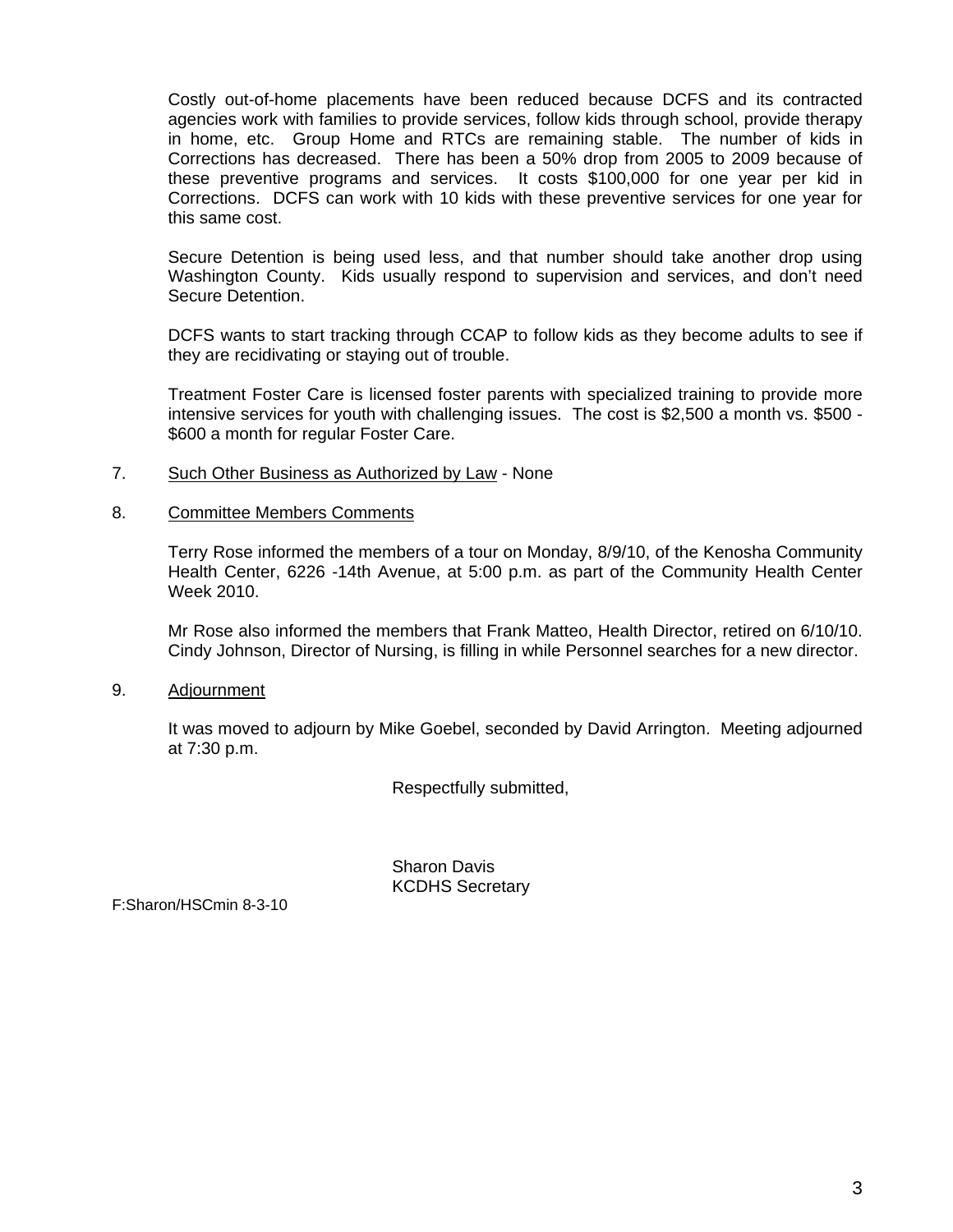Costly out-of-home placements have been reduced because DCFS and its contracted agencies work with families to provide services, follow kids through school, provide therapy in home, etc. Group Home and RTCs are remaining stable. The number of kids in Corrections has decreased. There has been a 50% drop from 2005 to 2009 because of these preventive programs and services. It costs $100,000 for one year per kid in Corrections. DCFS can work with 10 kids with these preventive services for one year for this same cost.

Secure Detention is being used less, and that number should take another drop using Washington County. Kids usually respond to supervision and services, and don't need Secure Detention.

DCFS wants to start tracking through CCAP to follow kids as they become adults to see if they are recidivating or staying out of trouble.

Treatment Foster Care is licensed foster parents with specialized training to provide more intensive services for youth with challenging issues. The cost is $2,500 a month vs. $500 - $600 a month for regular Foster Care.

7. Such Other Business as Authorized by Law - None

8. Committee Members Comments

   Terry Rose informed the members of a tour on Monday, 8/9/10, of the Kenosha Community Health Center, 6226 -14th Avenue, at 5:00 p.m. as part of the Community Health Center Week 2010.

   Mr Rose also informed the members that Frank Matteo, Health Director, retired on 6/10/10. Cindy Johnson, Director of Nursing, is filling in while Personnel searches for a new director.

9. Adjournment

   It was moved to adjourn by Mike Goebel, seconded by David Arrington. Meeting adjourned at 7:30 p.m.

Respectfully submitted,

Sharon Davis
KCDHS Secretary

F:Sharon/HSCmin 8-3-10